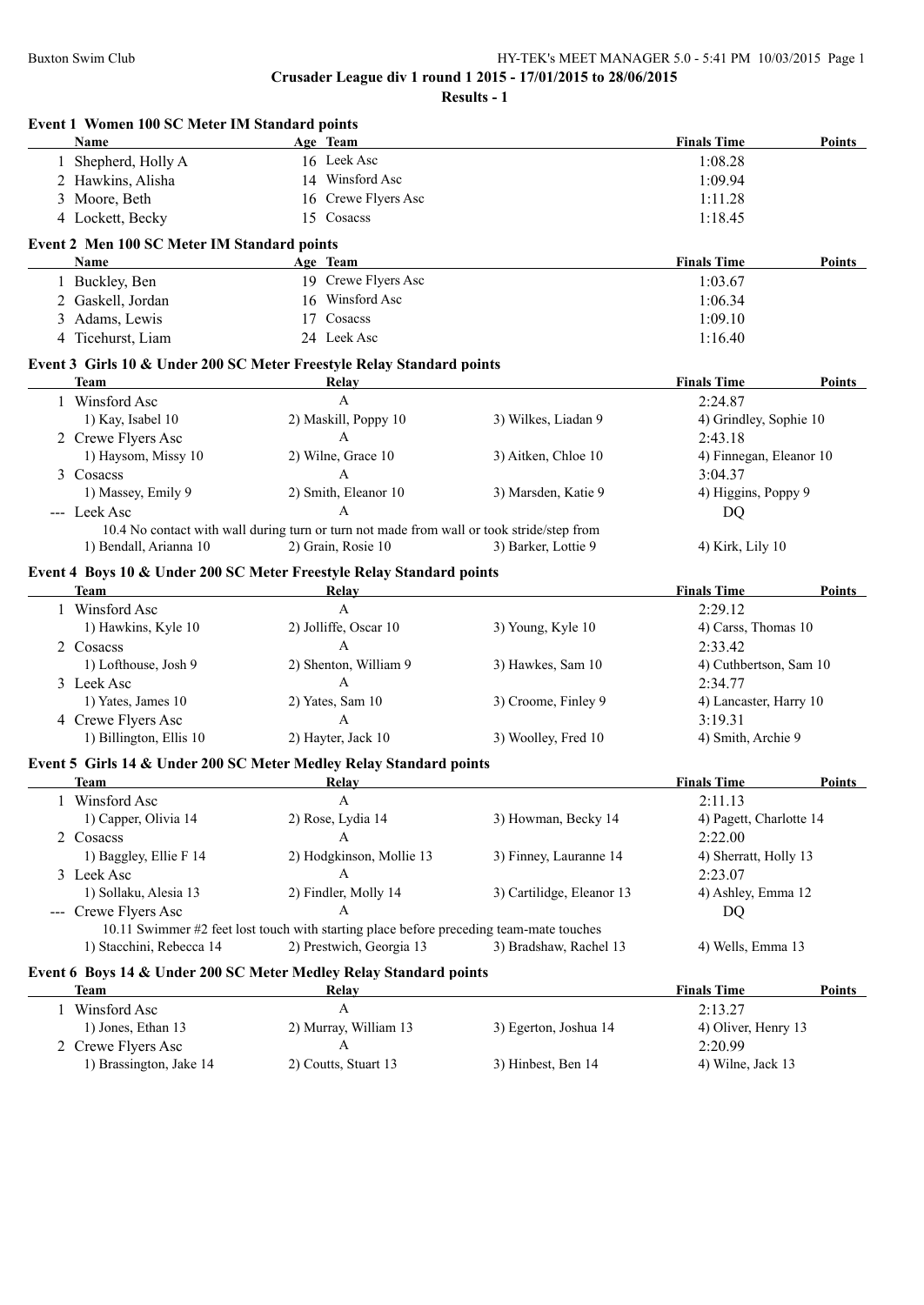Crusader League div 1 round 1 2015 - 17/01/2015 to 28/06/2015

**Results - 1**

### Event 1 Women 100 SC Meter IM Standard points

| | Name | Age | Team | Finals Time | Points |
|---|---|---|---|---|---|
| 1 | Shepherd, Holly A | 16 | Leek Asc | 1:08.28 | |
| 2 | Hawkins, Alisha | 14 | Winsford Asc | 1:09.94 | |
| 3 | Moore, Beth | 16 | Crewe Flyers Asc | 1:11.28 | |
| 4 | Lockett, Becky | 15 | Cosacss | 1:18.45 | |

### Event 2 Men 100 SC Meter IM Standard points

| | Name | Age | Team | Finals Time | Points |
|---|---|---|---|---|---|
| 1 | Buckley, Ben | 19 | Crewe Flyers Asc | 1:03.67 | |
| 2 | Gaskell, Jordan | 16 | Winsford Asc | 1:06.34 | |
| 3 | Adams, Lewis | 17 | Cosacss | 1:09.10 | |
| 4 | Ticehurst, Liam | 24 | Leek Asc | 1:16.40 | |

### Event 3 Girls 10 & Under 200 SC Meter Freestyle Relay Standard points

| | Team | Relay | | Finals Time | Points |
|---|---|---|---|---|---|
| 1 | Winsford Asc | A | | 2:24.87 | |
| | 1) Kay, Isabel 10 | 2) Maskill, Poppy 10 | 3) Wilkes, Liadan 9 | 4) Grindley, Sophie 10 | |
| 2 | Crewe Flyers Asc | A | | 2:43.18 | |
| | 1) Haysom, Missy 10 | 2) Wilne, Grace 10 | 3) Aitken, Chloe 10 | 4) Finnegan, Eleanor 10 | |
| 3 | Cosacss | A | | 3:04.37 | |
| | 1) Massey, Emily 9 | 2) Smith, Eleanor 10 | 3) Marsden, Katie 9 | 4) Higgins, Poppy 9 | |
| --- | Leek Asc | A | | DQ | |
| | 10.4 No contact with wall during turn or turn not made from wall or took stride/step from | | | | |
| | 1) Bendall, Arianna 10 | 2) Grain, Rosie 10 | 3) Barker, Lottie 9 | 4) Kirk, Lily 10 | |

### Event 4 Boys 10 & Under 200 SC Meter Freestyle Relay Standard points

| | Team | Relay | | Finals Time | Points |
|---|---|---|---|---|---|
| 1 | Winsford Asc | A | | 2:29.12 | |
| | 1) Hawkins, Kyle 10 | 2) Jolliffe, Oscar 10 | 3) Young, Kyle 10 | 4) Carss, Thomas 10 | |
| 2 | Cosacss | A | | 2:33.42 | |
| | 1) Lofthouse, Josh 9 | 2) Shenton, William 9 | 3) Hawkes, Sam 10 | 4) Cuthbertson, Sam 10 | |
| 3 | Leek Asc | A | | 2:34.77 | |
| | 1) Yates, James 10 | 2) Yates, Sam 10 | 3) Croome, Finley 9 | 4) Lancaster, Harry 10 | |
| 4 | Crewe Flyers Asc | A | | 3:19.31 | |
| | 1) Billington, Ellis 10 | 2) Hayter, Jack 10 | 3) Woolley, Fred 10 | 4) Smith, Archie 9 | |

### Event 5 Girls 14 & Under 200 SC Meter Medley Relay Standard points

| | Team | Relay | | Finals Time | Points |
|---|---|---|---|---|---|
| 1 | Winsford Asc | A | | 2:11.13 | |
| | 1) Capper, Olivia 14 | 2) Rose, Lydia 14 | 3) Howman, Becky 14 | 4) Pagett, Charlotte 14 | |
| 2 | Cosacss | A | | 2:22.00 | |
| | 1) Baggley, Ellie F 14 | 2) Hodgkinson, Mollie 13 | 3) Finney, Lauranne 14 | 4) Sherratt, Holly 13 | |
| 3 | Leek Asc | A | | 2:23.07 | |
| | 1) Sollaku, Alesia 13 | 2) Findler, Molly 14 | 3) Cartilidge, Eleanor 13 | 4) Ashley, Emma 12 | |
| --- | Crewe Flyers Asc | A | | DQ | |
| | 10.11 Swimmer #2 feet lost touch with starting place before preceding team-mate touches | | | | |
| | 1) Stacchini, Rebecca 14 | 2) Prestwich, Georgia 13 | 3) Bradshaw, Rachel 13 | 4) Wells, Emma 13 | |

### Event 6 Boys 14 & Under 200 SC Meter Medley Relay Standard points

| | Team | Relay | | Finals Time | Points |
|---|---|---|---|---|---|
| 1 | Winsford Asc | A | | 2:13.27 | |
| | 1) Jones, Ethan 13 | 2) Murray, William 13 | 3) Egerton, Joshua 14 | 4) Oliver, Henry 13 | |
| 2 | Crewe Flyers Asc | A | | 2:20.99 | |
| | 1) Brassington, Jake 14 | 2) Coutts, Stuart 13 | 3) Hinbest, Ben 14 | 4) Wilne, Jack 13 | |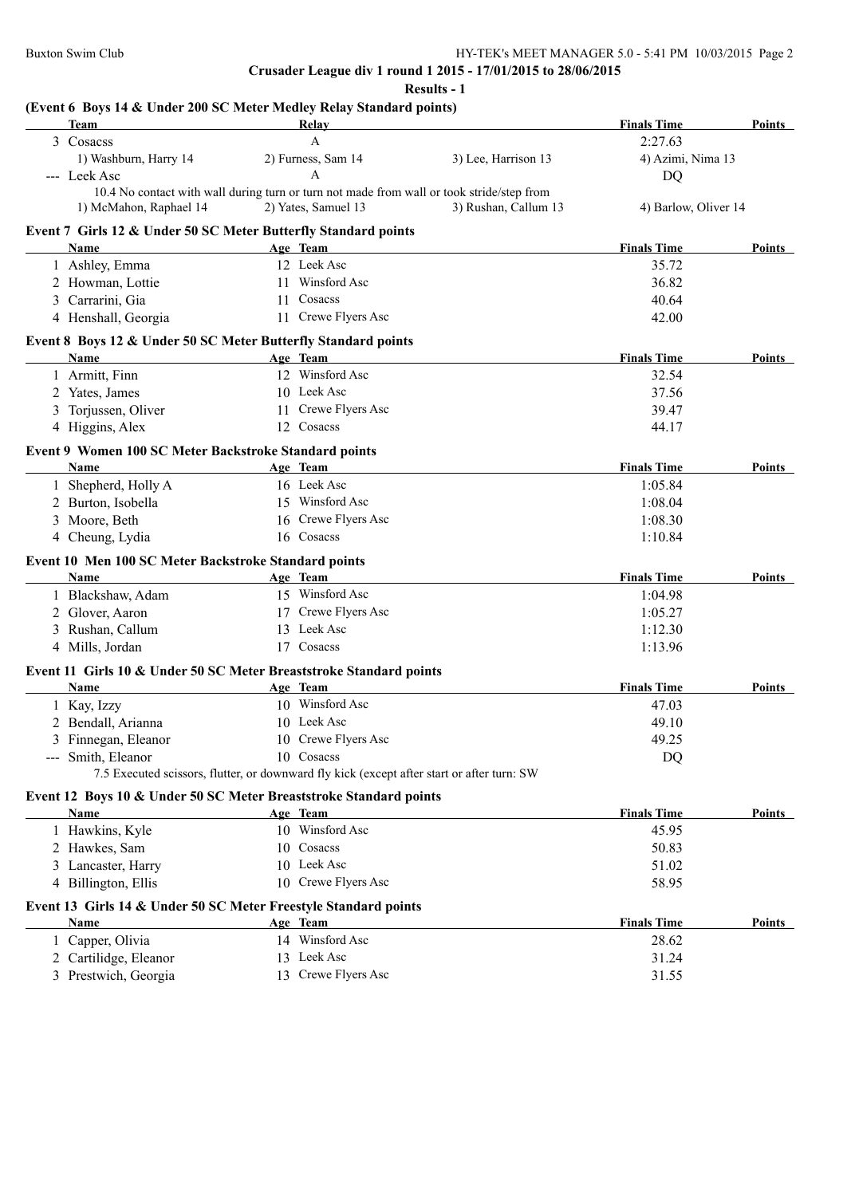**Crusader League div 1 round 1 2015 - 17/01/2015 to 28/06/2015**

**Results - 1**

### (Event 6 Boys 14 & Under 200 SC Meter Medley Relay Standard points)

| | Team | Relay | | Finals Time | Points |
|---|---|---|---|---|---|
| 3 | Cosacss | A | | 2:27.63 | |
| | 1) Washburn, Harry 14 | 2) Furness, Sam 14 | 3) Lee, Harrison 13 | 4) Azimi, Nima 13 | |
| --- | Leek Asc | A | | DQ | |
| | 10.4 No contact with wall during turn or turn not made from wall or took stride/step from | | | | |
| | 1) McMahon, Raphael 14 | 2) Yates, Samuel 13 | 3) Rushan, Callum 13 | 4) Barlow, Oliver 14 | |

### Event 7 Girls 12 & Under 50 SC Meter Butterfly Standard points

| | Name | Age | Team | Finals Time | Points |
|---|---|---|---|---|---|
| 1 | Ashley, Emma | 12 | Leek Asc | 35.72 | |
| 2 | Howman, Lottie | 11 | Winsford Asc | 36.82 | |
| 3 | Carrarini, Gia | 11 | Cosacss | 40.64 | |
| 4 | Henshall, Georgia | 11 | Crewe Flyers Asc | 42.00 | |

### Event 8 Boys 12 & Under 50 SC Meter Butterfly Standard points

| | Name | Age | Team | Finals Time | Points |
|---|---|---|---|---|---|
| 1 | Armitt, Finn | 12 | Winsford Asc | 32.54 | |
| 2 | Yates, James | 10 | Leek Asc | 37.56 | |
| 3 | Torjussen, Oliver | 11 | Crewe Flyers Asc | 39.47 | |
| 4 | Higgins, Alex | 12 | Cosacss | 44.17 | |

### Event 9 Women 100 SC Meter Backstroke Standard points

| | Name | Age | Team | Finals Time | Points |
|---|---|---|---|---|---|
| 1 | Shepherd, Holly A | 16 | Leek Asc | 1:05.84 | |
| 2 | Burton, Isobella | 15 | Winsford Asc | 1:08.04 | |
| 3 | Moore, Beth | 16 | Crewe Flyers Asc | 1:08.30 | |
| 4 | Cheung, Lydia | 16 | Cosacss | 1:10.84 | |

### Event 10 Men 100 SC Meter Backstroke Standard points

| | Name | Age | Team | Finals Time | Points |
|---|---|---|---|---|---|
| 1 | Blackshaw, Adam | 15 | Winsford Asc | 1:04.98 | |
| 2 | Glover, Aaron | 17 | Crewe Flyers Asc | 1:05.27 | |
| 3 | Rushan, Callum | 13 | Leek Asc | 1:12.30 | |
| 4 | Mills, Jordan | 17 | Cosacss | 1:13.96 | |

### Event 11 Girls 10 & Under 50 SC Meter Breaststroke Standard points

| | Name | Age | Team | Finals Time | Points |
|---|---|---|---|---|---|
| 1 | Kay, Izzy | 10 | Winsford Asc | 47.03 | |
| 2 | Bendall, Arianna | 10 | Leek Asc | 49.10 | |
| 3 | Finnegan, Eleanor | 10 | Crewe Flyers Asc | 49.25 | |
| --- | Smith, Eleanor | 10 | Cosacss | DQ | |
| | 7.5 Executed scissors, flutter, or downward fly kick (except after start or after turn: SW | | | | |

### Event 12 Boys 10 & Under 50 SC Meter Breaststroke Standard points

| | Name | Age | Team | Finals Time | Points |
|---|---|---|---|---|---|
| 1 | Hawkins, Kyle | 10 | Winsford Asc | 45.95 | |
| 2 | Hawkes, Sam | 10 | Cosacss | 50.83 | |
| 3 | Lancaster, Harry | 10 | Leek Asc | 51.02 | |
| 4 | Billington, Ellis | 10 | Crewe Flyers Asc | 58.95 | |

### Event 13 Girls 14 & Under 50 SC Meter Freestyle Standard points

| | Name | Age | Team | Finals Time | Points |
|---|---|---|---|---|---|
| 1 | Capper, Olivia | 14 | Winsford Asc | 28.62 | |
| 2 | Cartilidge, Eleanor | 13 | Leek Asc | 31.24 | |
| 3 | Prestwich, Georgia | 13 | Crewe Flyers Asc | 31.55 | |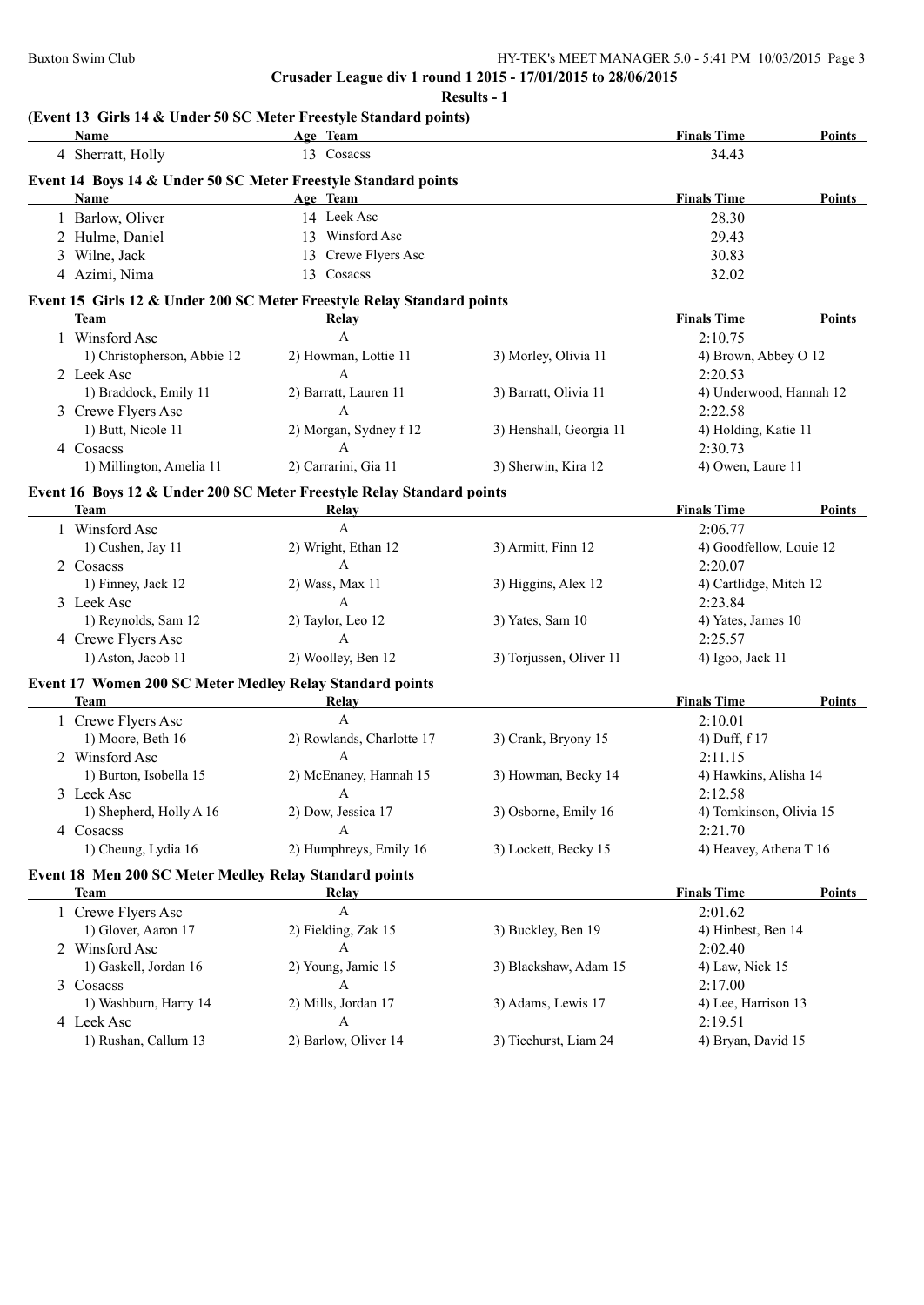**Crusader League div 1 round 1 2015 - 17/01/2015 to 28/06/2015**

**Results - 1**

### (Event 13 Girls 14 & Under 50 SC Meter Freestyle Standard points)

| | Name | Age | Team | Finals Time | Points |
|---|---|---|---|---|---|
| 4 | Sherratt, Holly | 13 | Cosacss | 34.43 | |

### Event 14 Boys 14 & Under 50 SC Meter Freestyle Standard points

| | Name | Age | Team | Finals Time | Points |
|---|---|---|---|---|---|
| 1 | Barlow, Oliver | 14 | Leek Asc | 28.30 | |
| 2 | Hulme, Daniel | 13 | Winsford Asc | 29.43 | |
| 3 | Wilne, Jack | 13 | Crewe Flyers Asc | 30.83 | |
| 4 | Azimi, Nima | 13 | Cosacss | 32.02 | |

### Event 15 Girls 12 & Under 200 SC Meter Freestyle Relay Standard points

| | Team | Relay | | Finals Time | Points |
|---|---|---|---|---|---|
| 1 | Winsford Asc | A | | 2:10.75 | |
| | 1) Christopherson, Abbie 12 | 2) Howman, Lottie 11 | 3) Morley, Olivia 11 | 4) Brown, Abbey O 12 | |
| 2 | Leek Asc | A | | 2:20.53 | |
| | 1) Braddock, Emily 11 | 2) Barratt, Lauren 11 | 3) Barratt, Olivia 11 | 4) Underwood, Hannah 12 | |
| 3 | Crewe Flyers Asc | A | | 2:22.58 | |
| | 1) Butt, Nicole 11 | 2) Morgan, Sydney f 12 | 3) Henshall, Georgia 11 | 4) Holding, Katie 11 | |
| 4 | Cosacss | A | | 2:30.73 | |
| | 1) Millington, Amelia 11 | 2) Carrarini, Gia 11 | 3) Sherwin, Kira 12 | 4) Owen, Laure 11 | |

### Event 16 Boys 12 & Under 200 SC Meter Freestyle Relay Standard points

| | Team | Relay | | Finals Time | Points |
|---|---|---|---|---|---|
| 1 | Winsford Asc | A | | 2:06.77 | |
| | 1) Cushen, Jay 11 | 2) Wright, Ethan 12 | 3) Armitt, Finn 12 | 4) Goodfellow, Louie 12 | |
| 2 | Cosacss | A | | 2:20.07 | |
| | 1) Finney, Jack 12 | 2) Wass, Max 11 | 3) Higgins, Alex 12 | 4) Cartlidge, Mitch 12 | |
| 3 | Leek Asc | A | | 2:23.84 | |
| | 1) Reynolds, Sam 12 | 2) Taylor, Leo 12 | 3) Yates, Sam 10 | 4) Yates, James 10 | |
| 4 | Crewe Flyers Asc | A | | 2:25.57 | |
| | 1) Aston, Jacob 11 | 2) Woolley, Ben 12 | 3) Torjussen, Oliver 11 | 4) Igoo, Jack 11 | |

### Event 17 Women 200 SC Meter Medley Relay Standard points

| | Team | Relay | | Finals Time | Points |
|---|---|---|---|---|---|
| 1 | Crewe Flyers Asc | A | | 2:10.01 | |
| | 1) Moore, Beth 16 | 2) Rowlands, Charlotte 17 | 3) Crank, Bryony 15 | 4) Duff, f 17 | |
| 2 | Winsford Asc | A | | 2:11.15 | |
| | 1) Burton, Isobella 15 | 2) McEnaney, Hannah 15 | 3) Howman, Becky 14 | 4) Hawkins, Alisha 14 | |
| 3 | Leek Asc | A | | 2:12.58 | |
| | 1) Shepherd, Holly A 16 | 2) Dow, Jessica 17 | 3) Osborne, Emily 16 | 4) Tomkinson, Olivia 15 | |
| 4 | Cosacss | A | | 2:21.70 | |
| | 1) Cheung, Lydia 16 | 2) Humphreys, Emily 16 | 3) Lockett, Becky 15 | 4) Heavey, Athena T 16 | |

### Event 18 Men 200 SC Meter Medley Relay Standard points

| | Team | Relay | | Finals Time | Points |
|---|---|---|---|---|---|
| 1 | Crewe Flyers Asc | A | | 2:01.62 | |
| | 1) Glover, Aaron 17 | 2) Fielding, Zak 15 | 3) Buckley, Ben 19 | 4) Hinbest, Ben 14 | |
| 2 | Winsford Asc | A | | 2:02.40 | |
| | 1) Gaskell, Jordan 16 | 2) Young, Jamie 15 | 3) Blackshaw, Adam 15 | 4) Law, Nick 15 | |
| 3 | Cosacss | A | | 2:17.00 | |
| | 1) Washburn, Harry 14 | 2) Mills, Jordan 17 | 3) Adams, Lewis 17 | 4) Lee, Harrison 13 | |
| 4 | Leek Asc | A | | 2:19.51 | |
| | 1) Rushan, Callum 13 | 2) Barlow, Oliver 14 | 3) Ticehurst, Liam 24 | 4) Bryan, David 15 | |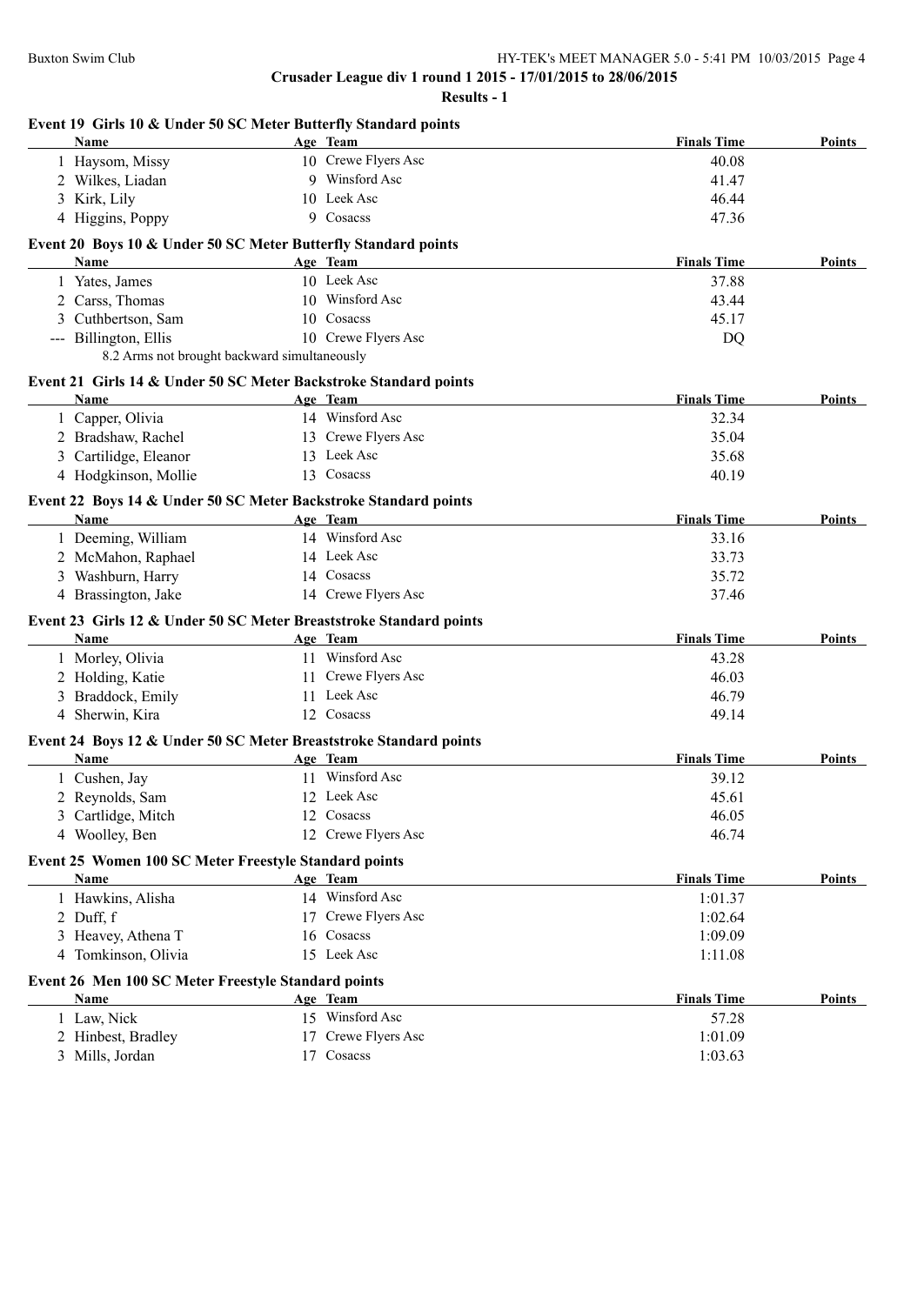**Crusader League div 1 round 1 2015 - 17/01/2015 to 28/06/2015**

**Results - 1**

### Event 19 Girls 10 & Under 50 SC Meter Butterfly Standard points

| | Name | Age | Team | Finals Time | Points |
|---|---|---|---|---|---|
| 1 | Haysom, Missy | 10 | Crewe Flyers Asc | 40.08 | |
| 2 | Wilkes, Liadan | 9 | Winsford Asc | 41.47 | |
| 3 | Kirk, Lily | 10 | Leek Asc | 46.44 | |
| 4 | Higgins, Poppy | 9 | Cosacss | 47.36 | |

### Event 20 Boys 10 & Under 50 SC Meter Butterfly Standard points

| | Name | Age | Team | Finals Time | Points |
|---|---|---|---|---|---|
| 1 | Yates, James | 10 | Leek Asc | 37.88 | |
| 2 | Carss, Thomas | 10 | Winsford Asc | 43.44 | |
| 3 | Cuthbertson, Sam | 10 | Cosacss | 45.17 | |
| --- | Billington, Ellis | 10 | Crewe Flyers Asc | DQ | |
| | 8.2 Arms not brought backward simultaneously | | | | |

### Event 21 Girls 14 & Under 50 SC Meter Backstroke Standard points

| | Name | Age | Team | Finals Time | Points |
|---|---|---|---|---|---|
| 1 | Capper, Olivia | 14 | Winsford Asc | 32.34 | |
| 2 | Bradshaw, Rachel | 13 | Crewe Flyers Asc | 35.04 | |
| 3 | Cartilidge, Eleanor | 13 | Leek Asc | 35.68 | |
| 4 | Hodgkinson, Mollie | 13 | Cosacss | 40.19 | |

### Event 22 Boys 14 & Under 50 SC Meter Backstroke Standard points

| | Name | Age | Team | Finals Time | Points |
|---|---|---|---|---|---|
| 1 | Deeming, William | 14 | Winsford Asc | 33.16 | |
| 2 | McMahon, Raphael | 14 | Leek Asc | 33.73 | |
| 3 | Washburn, Harry | 14 | Cosacss | 35.72 | |
| 4 | Brassington, Jake | 14 | Crewe Flyers Asc | 37.46 | |

### Event 23 Girls 12 & Under 50 SC Meter Breaststroke Standard points

| | Name | Age | Team | Finals Time | Points |
|---|---|---|---|---|---|
| 1 | Morley, Olivia | 11 | Winsford Asc | 43.28 | |
| 2 | Holding, Katie | 11 | Crewe Flyers Asc | 46.03 | |
| 3 | Braddock, Emily | 11 | Leek Asc | 46.79 | |
| 4 | Sherwin, Kira | 12 | Cosacss | 49.14 | |

### Event 24 Boys 12 & Under 50 SC Meter Breaststroke Standard points

| | Name | Age | Team | Finals Time | Points |
|---|---|---|---|---|---|
| 1 | Cushen, Jay | 11 | Winsford Asc | 39.12 | |
| 2 | Reynolds, Sam | 12 | Leek Asc | 45.61 | |
| 3 | Cartlidge, Mitch | 12 | Cosacss | 46.05 | |
| 4 | Woolley, Ben | 12 | Crewe Flyers Asc | 46.74 | |

### Event 25 Women 100 SC Meter Freestyle Standard points

| | Name | Age | Team | Finals Time | Points |
|---|---|---|---|---|---|
| 1 | Hawkins, Alisha | 14 | Winsford Asc | 1:01.37 | |
| 2 | Duff, f | 17 | Crewe Flyers Asc | 1:02.64 | |
| 3 | Heavey, Athena T | 16 | Cosacss | 1:09.09 | |
| 4 | Tomkinson, Olivia | 15 | Leek Asc | 1:11.08 | |

### Event 26 Men 100 SC Meter Freestyle Standard points

| | Name | Age | Team | Finals Time | Points |
|---|---|---|---|---|---|
| 1 | Law, Nick | 15 | Winsford Asc | 57.28 | |
| 2 | Hinbest, Bradley | 17 | Crewe Flyers Asc | 1:01.09 | |
| 3 | Mills, Jordan | 17 | Cosacss | 1:03.63 | |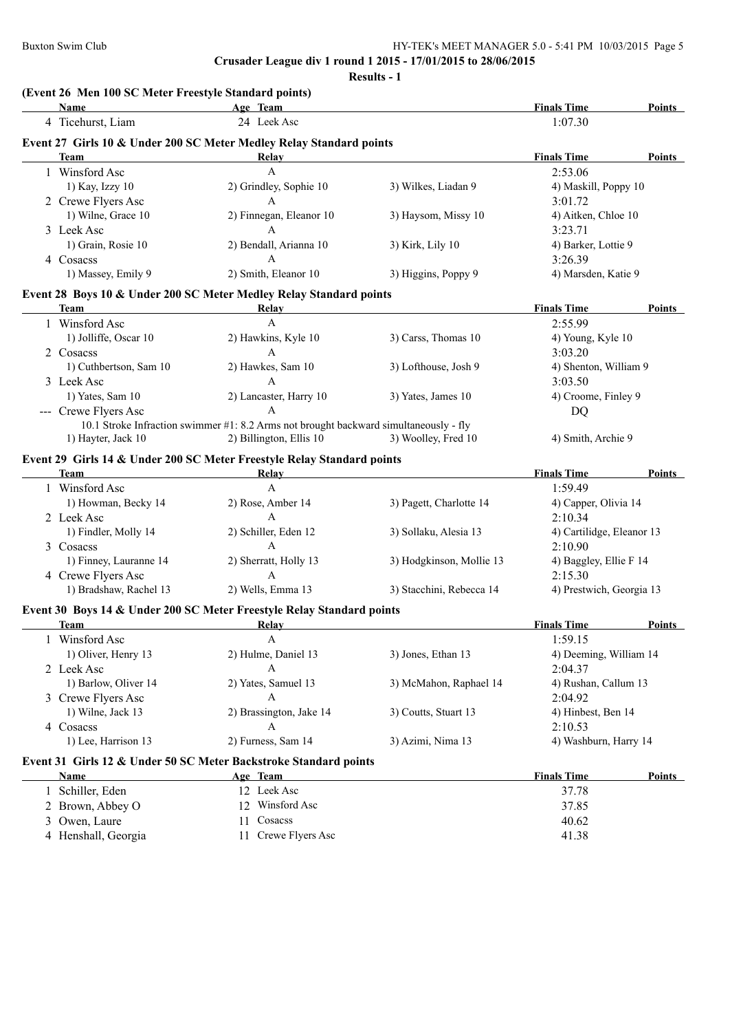**Crusader League div 1 round 1 2015 - 17/01/2015 to 28/06/2015**

**Results - 1**

### (Event 26 Men 100 SC Meter Freestyle Standard points)

| | Name | Age | Team | Finals Time | Points |
|---|---|---|---|---|---|
| 4 | Ticehurst, Liam | 24 | Leek Asc | 1:07.30 | |

### Event 27 Girls 10 & Under 200 SC Meter Medley Relay Standard points

| | Team | Relay | | Finals Time | Points |
|---|---|---|---|---|---|
| 1 | Winsford Asc | A | | 2:53.06 | |
| | 1) Kay, Izzy 10 | 2) Grindley, Sophie 10 | 3) Wilkes, Liadan 9 | 4) Maskill, Poppy 10 | |
| 2 | Crewe Flyers Asc | A | | 3:01.72 | |
| | 1) Wilne, Grace 10 | 2) Finnegan, Eleanor 10 | 3) Haysom, Missy 10 | 4) Aitken, Chloe 10 | |
| 3 | Leek Asc | A | | 3:23.71 | |
| | 1) Grain, Rosie 10 | 2) Bendall, Arianna 10 | 3) Kirk, Lily 10 | 4) Barker, Lottie 9 | |
| 4 | Cosacss | A | | 3:26.39 | |
| | 1) Massey, Emily 9 | 2) Smith, Eleanor 10 | 3) Higgins, Poppy 9 | 4) Marsden, Katie 9 | |

### Event 28 Boys 10 & Under 200 SC Meter Medley Relay Standard points

| | Team | Relay | | Finals Time | Points |
|---|---|---|---|---|---|
| 1 | Winsford Asc | A | | 2:55.99 | |
| | 1) Jolliffe, Oscar 10 | 2) Hawkins, Kyle 10 | 3) Carss, Thomas 10 | 4) Young, Kyle 10 | |
| 2 | Cosacss | A | | 3:03.20 | |
| | 1) Cuthbertson, Sam 10 | 2) Hawkes, Sam 10 | 3) Lofthouse, Josh 9 | 4) Shenton, William 9 | |
| 3 | Leek Asc | A | | 3:03.50 | |
| | 1) Yates, Sam 10 | 2) Lancaster, Harry 10 | 3) Yates, James 10 | 4) Croome, Finley 9 | |
| --- | Crewe Flyers Asc | A | | DQ | |
| | 10.1 Stroke Infraction swimmer #1: 8.2 Arms not brought backward simultaneously - fly | | | | |
| | 1) Hayter, Jack 10 | 2) Billington, Ellis 10 | 3) Woolley, Fred 10 | 4) Smith, Archie 9 | |

### Event 29 Girls 14 & Under 200 SC Meter Freestyle Relay Standard points

| | Team | Relay | | Finals Time | Points |
|---|---|---|---|---|---|
| 1 | Winsford Asc | A | | 1:59.49 | |
| | 1) Howman, Becky 14 | 2) Rose, Amber 14 | 3) Pagett, Charlotte 14 | 4) Capper, Olivia 14 | |
| 2 | Leek Asc | A | | 2:10.34 | |
| | 1) Findler, Molly 14 | 2) Schiller, Eden 12 | 3) Sollaku, Alesia 13 | 4) Cartilidge, Eleanor 13 | |
| 3 | Cosacss | A | | 2:10.90 | |
| | 1) Finney, Lauranne 14 | 2) Sherratt, Holly 13 | 3) Hodgkinson, Mollie 13 | 4) Baggley, Ellie F 14 | |
| 4 | Crewe Flyers Asc | A | | 2:15.30 | |
| | 1) Bradshaw, Rachel 13 | 2) Wells, Emma 13 | 3) Stacchini, Rebecca 14 | 4) Prestwich, Georgia 13 | |

### Event 30 Boys 14 & Under 200 SC Meter Freestyle Relay Standard points

| | Team | Relay | | Finals Time | Points |
|---|---|---|---|---|---|
| 1 | Winsford Asc | A | | 1:59.15 | |
| | 1) Oliver, Henry 13 | 2) Hulme, Daniel 13 | 3) Jones, Ethan 13 | 4) Deeming, William 14 | |
| 2 | Leek Asc | A | | 2:04.37 | |
| | 1) Barlow, Oliver 14 | 2) Yates, Samuel 13 | 3) McMahon, Raphael 14 | 4) Rushan, Callum 13 | |
| 3 | Crewe Flyers Asc | A | | 2:04.92 | |
| | 1) Wilne, Jack 13 | 2) Brassington, Jake 14 | 3) Coutts, Stuart 13 | 4) Hinbest, Ben 14 | |
| 4 | Cosacss | A | | 2:10.53 | |
| | 1) Lee, Harrison 13 | 2) Furness, Sam 14 | 3) Azimi, Nima 13 | 4) Washburn, Harry 14 | |

### Event 31 Girls 12 & Under 50 SC Meter Backstroke Standard points

| | Name | Age | Team | Finals Time | Points |
|---|---|---|---|---|---|
| 1 | Schiller, Eden | 12 | Leek Asc | 37.78 | |
| 2 | Brown, Abbey O | 12 | Winsford Asc | 37.85 | |
| 3 | Owen, Laure | 11 | Cosacss | 40.62 | |
| 4 | Henshall, Georgia | 11 | Crewe Flyers Asc | 41.38 | |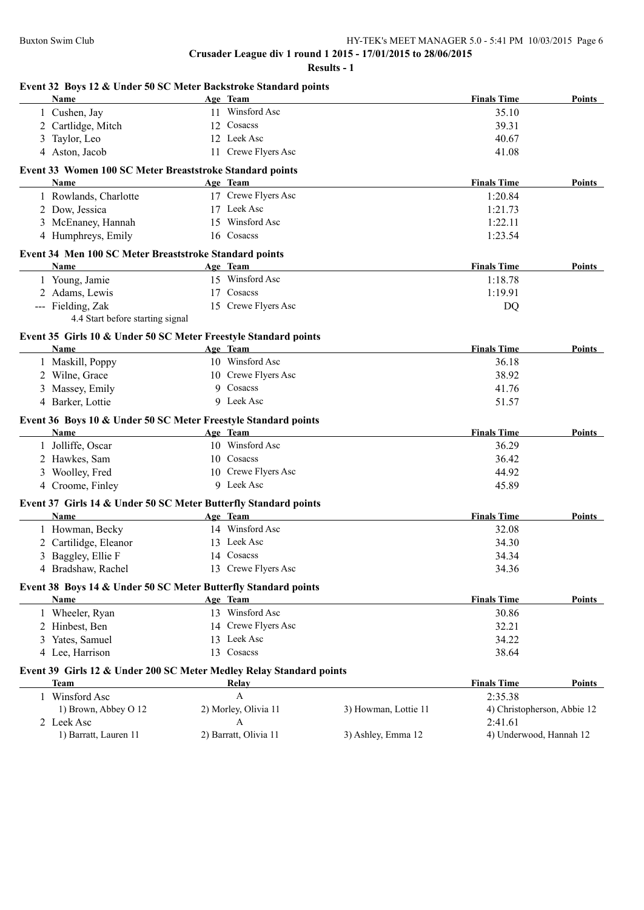**Crusader League div 1 round 1 2015 - 17/01/2015 to 28/06/2015**

**Results - 1**

### Event 32 Boys 12 & Under 50 SC Meter Backstroke Standard points

| | Name | Age | Team | Finals Time | Points |
|---|---|---|---|---|---|
| 1 | Cushen, Jay | 11 | Winsford Asc | 35.10 | |
| 2 | Cartlidge, Mitch | 12 | Cosacss | 39.31 | |
| 3 | Taylor, Leo | 12 | Leek Asc | 40.67 | |
| 4 | Aston, Jacob | 11 | Crewe Flyers Asc | 41.08 | |

### Event 33 Women 100 SC Meter Breaststroke Standard points

| | Name | Age | Team | Finals Time | Points |
|---|---|---|---|---|---|
| 1 | Rowlands, Charlotte | 17 | Crewe Flyers Asc | 1:20.84 | |
| 2 | Dow, Jessica | 17 | Leek Asc | 1:21.73 | |
| 3 | McEnaney, Hannah | 15 | Winsford Asc | 1:22.11 | |
| 4 | Humphreys, Emily | 16 | Cosacss | 1:23.54 | |

### Event 34 Men 100 SC Meter Breaststroke Standard points

| | Name | Age | Team | Finals Time | Points |
|---|---|---|---|---|---|
| 1 | Young, Jamie | 15 | Winsford Asc | 1:18.78 | |
| 2 | Adams, Lewis | 17 | Cosacss | 1:19.91 | |
| --- | Fielding, Zak | 15 | Crewe Flyers Asc | DQ | |
| | 4.4 Start before starting signal | | | | |

### Event 35 Girls 10 & Under 50 SC Meter Freestyle Standard points

| | Name | Age | Team | Finals Time | Points |
|---|---|---|---|---|---|
| 1 | Maskill, Poppy | 10 | Winsford Asc | 36.18 | |
| 2 | Wilne, Grace | 10 | Crewe Flyers Asc | 38.92 | |
| 3 | Massey, Emily | 9 | Cosacss | 41.76 | |
| 4 | Barker, Lottie | 9 | Leek Asc | 51.57 | |

### Event 36 Boys 10 & Under 50 SC Meter Freestyle Standard points

| | Name | Age | Team | Finals Time | Points |
|---|---|---|---|---|---|
| 1 | Jolliffe, Oscar | 10 | Winsford Asc | 36.29 | |
| 2 | Hawkes, Sam | 10 | Cosacss | 36.42 | |
| 3 | Woolley, Fred | 10 | Crewe Flyers Asc | 44.92 | |
| 4 | Croome, Finley | 9 | Leek Asc | 45.89 | |

### Event 37 Girls 14 & Under 50 SC Meter Butterfly Standard points

| | Name | Age | Team | Finals Time | Points |
|---|---|---|---|---|---|
| 1 | Howman, Becky | 14 | Winsford Asc | 32.08 | |
| 2 | Cartilidge, Eleanor | 13 | Leek Asc | 34.30 | |
| 3 | Baggley, Ellie F | 14 | Cosacss | 34.34 | |
| 4 | Bradshaw, Rachel | 13 | Crewe Flyers Asc | 34.36 | |

### Event 38 Boys 14 & Under 50 SC Meter Butterfly Standard points

| | Name | Age | Team | Finals Time | Points |
|---|---|---|---|---|---|
| 1 | Wheeler, Ryan | 13 | Winsford Asc | 30.86 | |
| 2 | Hinbest, Ben | 14 | Crewe Flyers Asc | 32.21 | |
| 3 | Yates, Samuel | 13 | Leek Asc | 34.22 | |
| 4 | Lee, Harrison | 13 | Cosacss | 38.64 | |

### Event 39 Girls 12 & Under 200 SC Meter Medley Relay Standard points

| | Team | Relay | | Finals Time | Points |
|---|---|---|---|---|---|
| 1 | Winsford Asc | A | | 2:35.38 | |
| | 1) Brown, Abbey O 12 | 2) Morley, Olivia 11 | 3) Howman, Lottie 11 | 4) Christopherson, Abbie 12 | |
| 2 | Leek Asc | A | | 2:41.61 | |
| | 1) Barratt, Lauren 11 | 2) Barratt, Olivia 11 | 3) Ashley, Emma 12 | 4) Underwood, Hannah 12 | |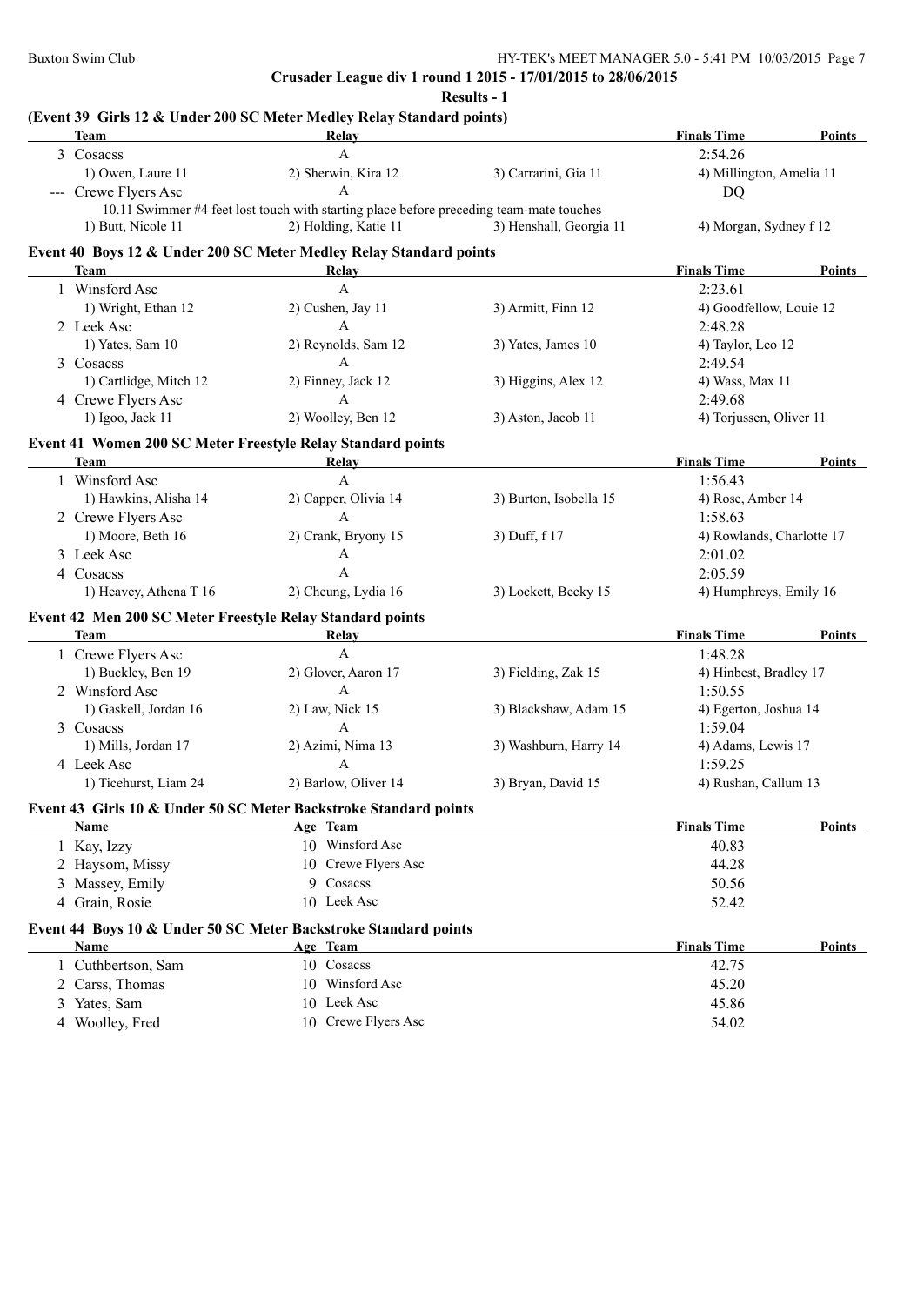**Crusader League div 1 round 1 2015 - 17/01/2015 to 28/06/2015**

**Results - 1**

### (Event 39 Girls 12 & Under 200 SC Meter Medley Relay Standard points)

| | Team | Relay | | Finals Time | Points |
|---|---|---|---|---|---|
| 3 | Cosacss | A | | 2:54.26 | |
| | 1) Owen, Laure 11 | 2) Sherwin, Kira 12 | 3) Carrarini, Gia 11 | 4) Millington, Amelia 11 | |
| --- | Crewe Flyers Asc | A | | DQ | |
| | 10.11 Swimmer #4 feet lost touch with starting place before preceding team-mate touches | | | | |
| | 1) Butt, Nicole 11 | 2) Holding, Katie 11 | 3) Henshall, Georgia 11 | 4) Morgan, Sydney f 12 | |

### Event 40 Boys 12 & Under 200 SC Meter Medley Relay Standard points

| | Team | Relay | | Finals Time | Points |
|---|---|---|---|---|---|
| 1 | Winsford Asc | A | | 2:23.61 | |
| | 1) Wright, Ethan 12 | 2) Cushen, Jay 11 | 3) Armitt, Finn 12 | 4) Goodfellow, Louie 12 | |
| 2 | Leek Asc | A | | 2:48.28 | |
| | 1) Yates, Sam 10 | 2) Reynolds, Sam 12 | 3) Yates, James 10 | 4) Taylor, Leo 12 | |
| 3 | Cosacss | A | | 2:49.54 | |
| | 1) Cartlidge, Mitch 12 | 2) Finney, Jack 12 | 3) Higgins, Alex 12 | 4) Wass, Max 11 | |
| 4 | Crewe Flyers Asc | A | | 2:49.68 | |
| | 1) Igoo, Jack 11 | 2) Woolley, Ben 12 | 3) Aston, Jacob 11 | 4) Torjussen, Oliver 11 | |

### Event 41 Women 200 SC Meter Freestyle Relay Standard points

| | Team | Relay | | Finals Time | Points |
|---|---|---|---|---|---|
| 1 | Winsford Asc | A | | 1:56.43 | |
| | 1) Hawkins, Alisha 14 | 2) Capper, Olivia 14 | 3) Burton, Isobella 15 | 4) Rose, Amber 14 | |
| 2 | Crewe Flyers Asc | A | | 1:58.63 | |
| | 1) Moore, Beth 16 | 2) Crank, Bryony 15 | 3) Duff, f 17 | 4) Rowlands, Charlotte 17 | |
| 3 | Leek Asc | A | | 2:01.02 | |
| 4 | Cosacss | A | | 2:05.59 | |
| | 1) Heavey, Athena T 16 | 2) Cheung, Lydia 16 | 3) Lockett, Becky 15 | 4) Humphreys, Emily 16 | |

### Event 42 Men 200 SC Meter Freestyle Relay Standard points

| | Team | Relay | | Finals Time | Points |
|---|---|---|---|---|---|
| 1 | Crewe Flyers Asc | A | | 1:48.28 | |
| | 1) Buckley, Ben 19 | 2) Glover, Aaron 17 | 3) Fielding, Zak 15 | 4) Hinbest, Bradley 17 | |
| 2 | Winsford Asc | A | | 1:50.55 | |
| | 1) Gaskell, Jordan 16 | 2) Law, Nick 15 | 3) Blackshaw, Adam 15 | 4) Egerton, Joshua 14 | |
| 3 | Cosacss | A | | 1:59.04 | |
| | 1) Mills, Jordan 17 | 2) Azimi, Nima 13 | 3) Washburn, Harry 14 | 4) Adams, Lewis 17 | |
| 4 | Leek Asc | A | | 1:59.25 | |
| | 1) Ticehurst, Liam 24 | 2) Barlow, Oliver 14 | 3) Bryan, David 15 | 4) Rushan, Callum 13 | |

### Event 43 Girls 10 & Under 50 SC Meter Backstroke Standard points

| | Name | Age | Team | Finals Time | Points |
|---|---|---|---|---|---|
| 1 | Kay, Izzy | 10 | Winsford Asc | 40.83 | |
| 2 | Haysom, Missy | 10 | Crewe Flyers Asc | 44.28 | |
| 3 | Massey, Emily | 9 | Cosacss | 50.56 | |
| 4 | Grain, Rosie | 10 | Leek Asc | 52.42 | |

### Event 44 Boys 10 & Under 50 SC Meter Backstroke Standard points

| | Name | Age | Team | Finals Time | Points |
|---|---|---|---|---|---|
| 1 | Cuthbertson, Sam | 10 | Cosacss | 42.75 | |
| 2 | Carss, Thomas | 10 | Winsford Asc | 45.20 | |
| 3 | Yates, Sam | 10 | Leek Asc | 45.86 | |
| 4 | Woolley, Fred | 10 | Crewe Flyers Asc | 54.02 | |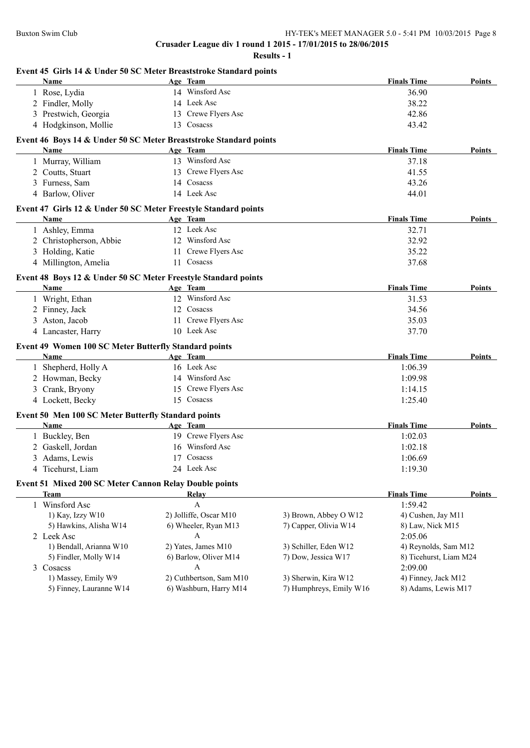### Event 45 Girls 14 & Under 50 SC Meter Breaststroke Standard points

| | Name | Age | Team | Finals Time | Points |
|---|---|---|---|---|---|
| 1 | Rose, Lydia | 14 | Winsford Asc | 36.90 | |
| 2 | Findler, Molly | 14 | Leek Asc | 38.22 | |
| 3 | Prestwich, Georgia | 13 | Crewe Flyers Asc | 42.86 | |
| 4 | Hodgkinson, Mollie | 13 | Cosacss | 43.42 | |

### Event 46 Boys 14 & Under 50 SC Meter Breaststroke Standard points

| | Name | Age | Team | Finals Time | Points |
|---|---|---|---|---|---|
| 1 | Murray, William | 13 | Winsford Asc | 37.18 | |
| 2 | Coutts, Stuart | 13 | Crewe Flyers Asc | 41.55 | |
| 3 | Furness, Sam | 14 | Cosacss | 43.26 | |
| 4 | Barlow, Oliver | 14 | Leek Asc | 44.01 | |

### Event 47 Girls 12 & Under 50 SC Meter Freestyle Standard points

| | Name | Age | Team | Finals Time | Points |
|---|---|---|---|---|---|
| 1 | Ashley, Emma | 12 | Leek Asc | 32.71 | |
| 2 | Christopherson, Abbie | 12 | Winsford Asc | 32.92 | |
| 3 | Holding, Katie | 11 | Crewe Flyers Asc | 35.22 | |
| 4 | Millington, Amelia | 11 | Cosacss | 37.68 | |

### Event 48 Boys 12 & Under 50 SC Meter Freestyle Standard points

| | Name | Age | Team | Finals Time | Points |
|---|---|---|---|---|---|
| 1 | Wright, Ethan | 12 | Winsford Asc | 31.53 | |
| 2 | Finney, Jack | 12 | Cosacss | 34.56 | |
| 3 | Aston, Jacob | 11 | Crewe Flyers Asc | 35.03 | |
| 4 | Lancaster, Harry | 10 | Leek Asc | 37.70 | |

### Event 49 Women 100 SC Meter Butterfly Standard points

| | Name | Age | Team | Finals Time | Points |
|---|---|---|---|---|---|
| 1 | Shepherd, Holly A | 16 | Leek Asc | 1:06.39 | |
| 2 | Howman, Becky | 14 | Winsford Asc | 1:09.98 | |
| 3 | Crank, Bryony | 15 | Crewe Flyers Asc | 1:14.15 | |
| 4 | Lockett, Becky | 15 | Cosacss | 1:25.40 | |

### Event 50 Men 100 SC Meter Butterfly Standard points

| | Name | Age | Team | Finals Time | Points |
|---|---|---|---|---|---|
| 1 | Buckley, Ben | 19 | Crewe Flyers Asc | 1:02.03 | |
| 2 | Gaskell, Jordan | 16 | Winsford Asc | 1:02.18 | |
| 3 | Adams, Lewis | 17 | Cosacss | 1:06.69 | |
| 4 | Ticehurst, Liam | 24 | Leek Asc | 1:19.30 | |

### Event 51 Mixed 200 SC Meter Cannon Relay Double points

| | Team | Relay | | Finals Time | Points |
|---|---|---|---|---|---|
| 1 | Winsford Asc | A | | 1:59.42 | |
| | 1) Kay, Izzy W10 | 2) Jolliffe, Oscar M10 | 3) Brown, Abbey O W12 | 4) Cushen, Jay M11 | |
| | 5) Hawkins, Alisha W14 | 6) Wheeler, Ryan M13 | 7) Capper, Olivia W14 | 8) Law, Nick M15 | |
| 2 | Leek Asc | A | | 2:05.06 | |
| | 1) Bendall, Arianna W10 | 2) Yates, James M10 | 3) Schiller, Eden W12 | 4) Reynolds, Sam M12 | |
| | 5) Findler, Molly W14 | 6) Barlow, Oliver M14 | 7) Dow, Jessica W17 | 8) Ticehurst, Liam M24 | |
| 3 | Cosacss | A | | 2:09.00 | |
| | 1) Massey, Emily W9 | 2) Cuthbertson, Sam M10 | 3) Sherwin, Kira W12 | 4) Finney, Jack M12 | |
| | 5) Finney, Lauranne W14 | 6) Washburn, Harry M14 | 7) Humphreys, Emily W16 | 8) Adams, Lewis M17 | |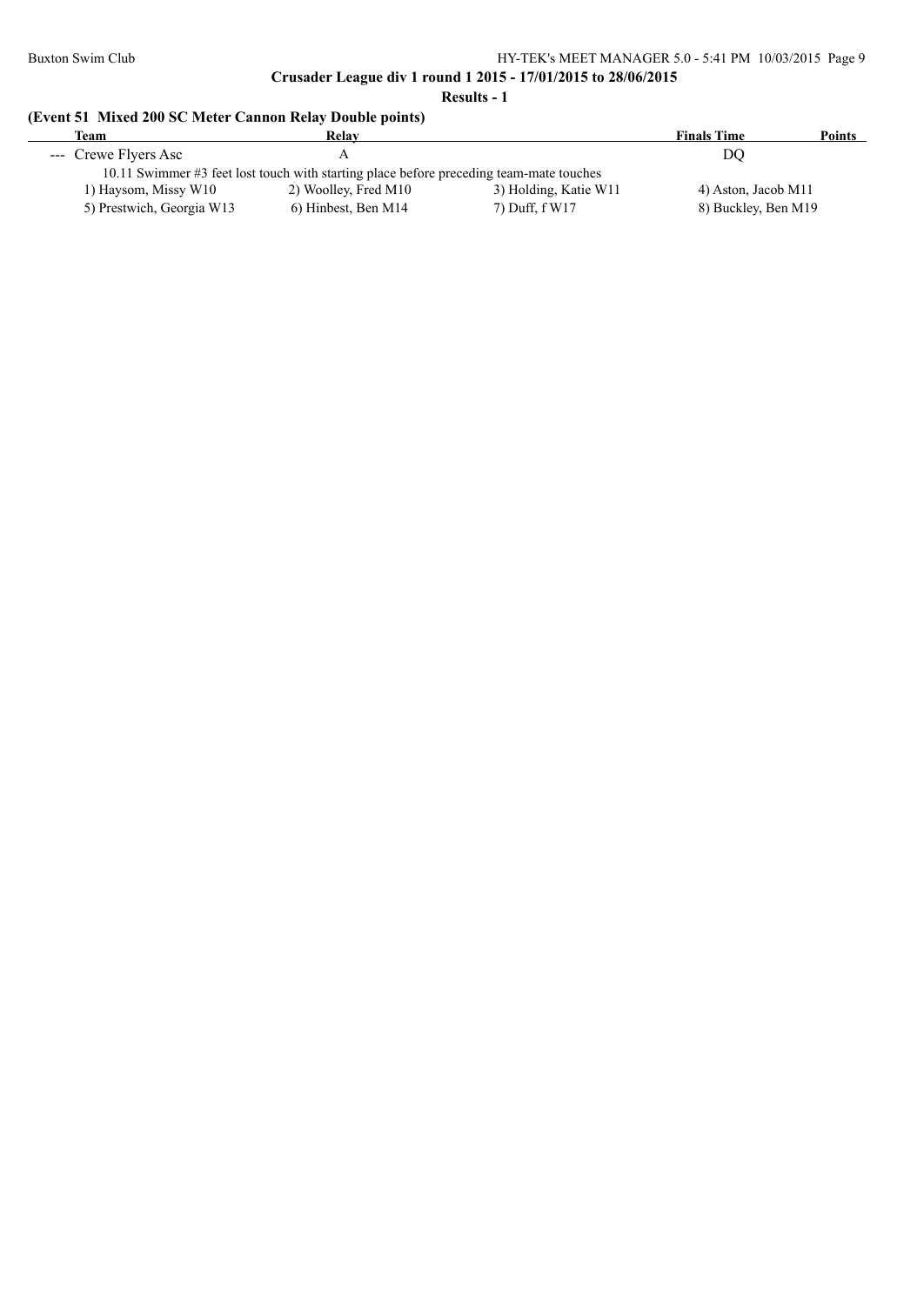**Crusader League div 1 round 1 2015 - 17/01/2015 to 28/06/2015**

**Results - 1**

### (Event 51 Mixed 200 SC Meter Cannon Relay Double points)

| Team | Relay | Finals Time | Points |
|---|---|---|---|
| --- Crewe Flyers Asc | A | DQ | |

10.11 Swimmer #3 feet lost touch with starting place before preceding team-mate touches

| | | | |
|---|---|---|---|
| 1) Haysom, Missy W10 | 2) Woolley, Fred M10 | 3) Holding, Katie W11 | 4) Aston, Jacob M11 |
| 5) Prestwich, Georgia W13 | 6) Hinbest, Ben M14 | 7) Duff, f W17 | 8) Buckley, Ben M19 |